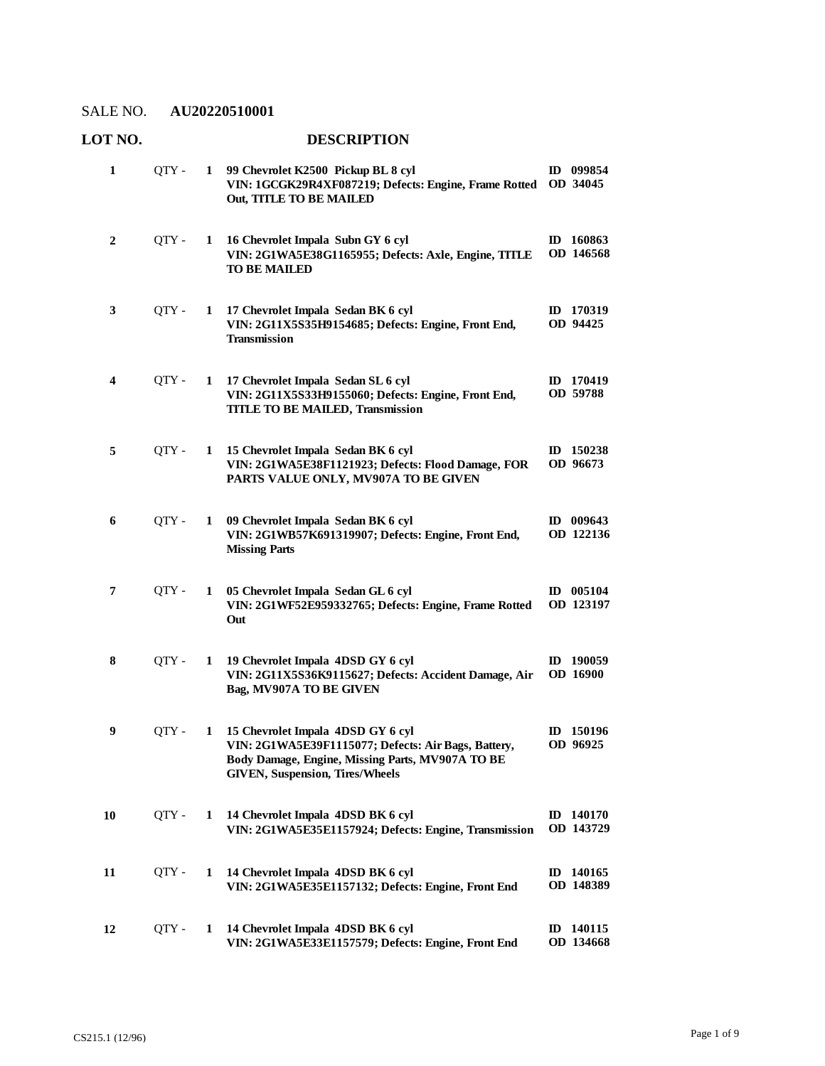SALE NO. **AU20220510001**

| LOT NO. | | | DESCRIPTION | |
|---|---|---|---|---|
| **1** | QTY - | **1** | **99 Chevrolet K2500 Pickup BL 8 cyl**<br>**VIN: 1GCGK29R4XF087219; Defects: Engine, Frame Rotted Out, TITLE TO BE MAILED** | **ID 099854**<br>**OD 34045** |
| **2** | QTY - | **1** | **16 Chevrolet Impala Subn GY 6 cyl**<br>**VIN: 2G1WA5E38G1165955; Defects: Axle, Engine, TITLE TO BE MAILED** | **ID 160863**<br>**OD 146568** |
| **3** | QTY - | **1** | **17 Chevrolet Impala Sedan BK 6 cyl**<br>**VIN: 2G11X5S35H9154685; Defects: Engine, Front End, Transmission** | **ID 170319**<br>**OD 94425** |
| **4** | QTY - | **1** | **17 Chevrolet Impala Sedan SL 6 cyl**<br>**VIN: 2G11X5S33H9155060; Defects: Engine, Front End, TITLE TO BE MAILED, Transmission** | **ID 170419**<br>**OD 59788** |
| **5** | QTY - | **1** | **15 Chevrolet Impala Sedan BK 6 cyl**<br>**VIN: 2G1WA5E38F1121923; Defects: Flood Damage, FOR PARTS VALUE ONLY, MV907A TO BE GIVEN** | **ID 150238**<br>**OD 96673** |
| **6** | QTY - | **1** | **09 Chevrolet Impala Sedan BK 6 cyl**<br>**VIN: 2G1WB57K691319907; Defects: Engine, Front End, Missing Parts** | **ID 009643**<br>**OD 122136** |
| **7** | QTY - | **1** | **05 Chevrolet Impala Sedan GL 6 cyl**<br>**VIN: 2G1WF52E959332765; Defects: Engine, Frame Rotted Out** | **ID 005104**<br>**OD 123197** |
| **8** | QTY - | **1** | **19 Chevrolet Impala 4DSD GY 6 cyl**<br>**VIN: 2G11X5S36K9115627; Defects: Accident Damage, Air Bag, MV907A TO BE GIVEN** | **ID 190059**<br>**OD 16900** |
| **9** | QTY - | **1** | **15 Chevrolet Impala 4DSD GY 6 cyl**<br>**VIN: 2G1WA5E39F1115077; Defects: Air Bags, Battery, Body Damage, Engine, Missing Parts, MV907A TO BE GIVEN, Suspension, Tires/Wheels** | **ID 150196**<br>**OD 96925** |
| **10** | QTY - | **1** | **14 Chevrolet Impala 4DSD BK 6 cyl**<br>**VIN: 2G1WA5E35E1157924; Defects: Engine, Transmission** | **ID 140170**<br>**OD 143729** |
| **11** | QTY - | **1** | **14 Chevrolet Impala 4DSD BK 6 cyl**<br>**VIN: 2G1WA5E35E1157132; Defects: Engine, Front End** | **ID 140165**<br>**OD 148389** |
| **12** | QTY - | **1** | **14 Chevrolet Impala 4DSD BK 6 cyl**<br>**VIN: 2G1WA5E33E1157579; Defects: Engine, Front End** | **ID 140115**<br>**OD 134668** |

CS215.1 (12/96)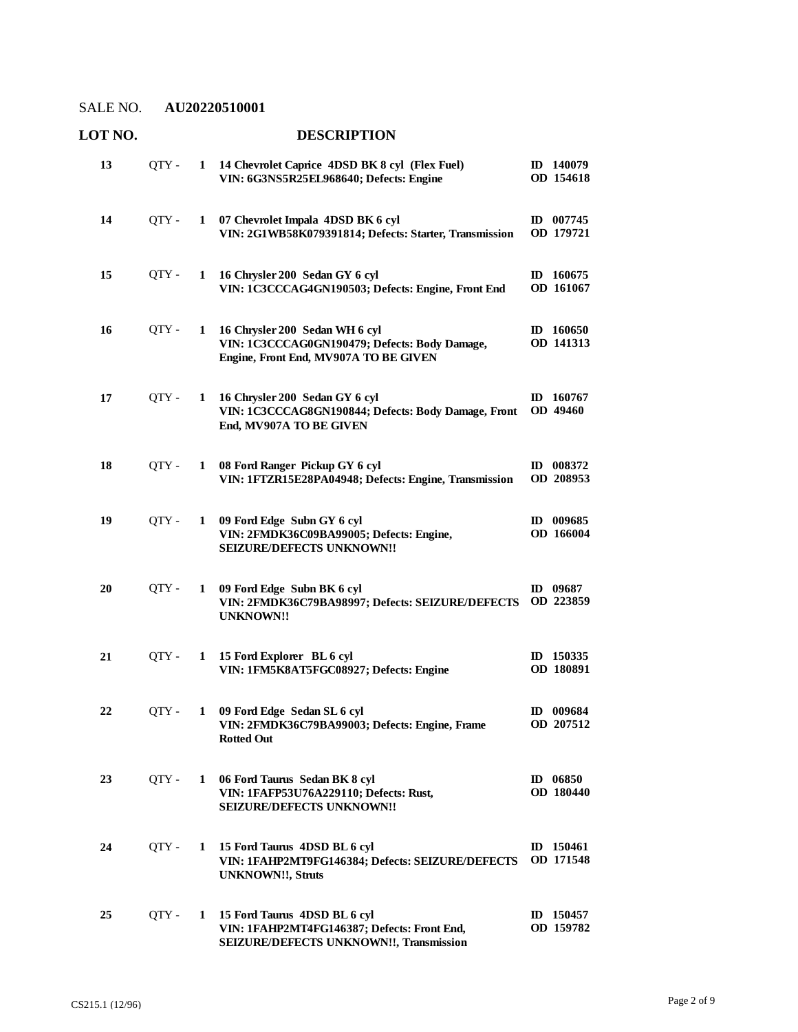SALE NO. **AU20220510001**

| LOT NO. | | | DESCRIPTION | |
|---|---|---|---|---|
| 13 | QTY - | 1 | **14 Chevrolet Caprice 4DSD BK 8 cyl (Flex Fuel)**<br>**VIN: 6G3NS5R25EL968640; Defects: Engine** | **ID 140079**<br>**OD 154618** |
| 14 | QTY - | 1 | **07 Chevrolet Impala 4DSD BK 6 cyl**<br>**VIN: 2G1WB58K079391814; Defects: Starter, Transmission** | **ID 007745**<br>**OD 179721** |
| 15 | QTY - | 1 | **16 Chrysler 200 Sedan GY 6 cyl**<br>**VIN: 1C3CCCAG4GN190503; Defects: Engine, Front End** | **ID 160675**<br>**OD 161067** |
| 16 | QTY - | 1 | **16 Chrysler 200 Sedan WH 6 cyl**<br>**VIN: 1C3CCCAG0GN190479; Defects: Body Damage, Engine, Front End, MV907A TO BE GIVEN** | **ID 160650**<br>**OD 141313** |
| 17 | QTY - | 1 | **16 Chrysler 200 Sedan GY 6 cyl**<br>**VIN: 1C3CCCAG8GN190844; Defects: Body Damage, Front End, MV907A TO BE GIVEN** | **ID 160767**<br>**OD 49460** |
| 18 | QTY - | 1 | **08 Ford Ranger Pickup GY 6 cyl**<br>**VIN: 1FTZR15E28PA04948; Defects: Engine, Transmission** | **ID 008372**<br>**OD 208953** |
| 19 | QTY - | 1 | **09 Ford Edge Subn GY 6 cyl**<br>**VIN: 2FMDK36C09BA99005; Defects: Engine, SEIZURE/DEFECTS UNKNOWN!!** | **ID 009685**<br>**OD 166004** |
| 20 | QTY - | 1 | **09 Ford Edge Subn BK 6 cyl**<br>**VIN: 2FMDK36C79BA98997; Defects: SEIZURE/DEFECTS UNKNOWN!!** | **ID 09687**<br>**OD 223859** |
| 21 | QTY - | 1 | **15 Ford Explorer BL 6 cyl**<br>**VIN: 1FM5K8AT5FGC08927; Defects: Engine** | **ID 150335**<br>**OD 180891** |
| 22 | QTY - | 1 | **09 Ford Edge Sedan SL 6 cyl**<br>**VIN: 2FMDK36C79BA99003; Defects: Engine, Frame Rotted Out** | **ID 009684**<br>**OD 207512** |
| 23 | QTY - | 1 | **06 Ford Taurus Sedan BK 8 cyl**<br>**VIN: 1FAFP53U76A229110; Defects: Rust, SEIZURE/DEFECTS UNKNOWN!!** | **ID 06850**<br>**OD 180440** |
| 24 | QTY - | 1 | **15 Ford Taurus 4DSD BL 6 cyl**<br>**VIN: 1FAHP2MT9FG146384; Defects: SEIZURE/DEFECTS UNKNOWN!!, Struts** | **ID 150461**<br>**OD 171548** |
| 25 | QTY - | 1 | **15 Ford Taurus 4DSD BL 6 cyl**<br>**VIN: 1FAHP2MT4FG146387; Defects: Front End, SEIZURE/DEFECTS UNKNOWN!!, Transmission** | **ID 150457**<br>**OD 159782** |

CS215.1 (12/96)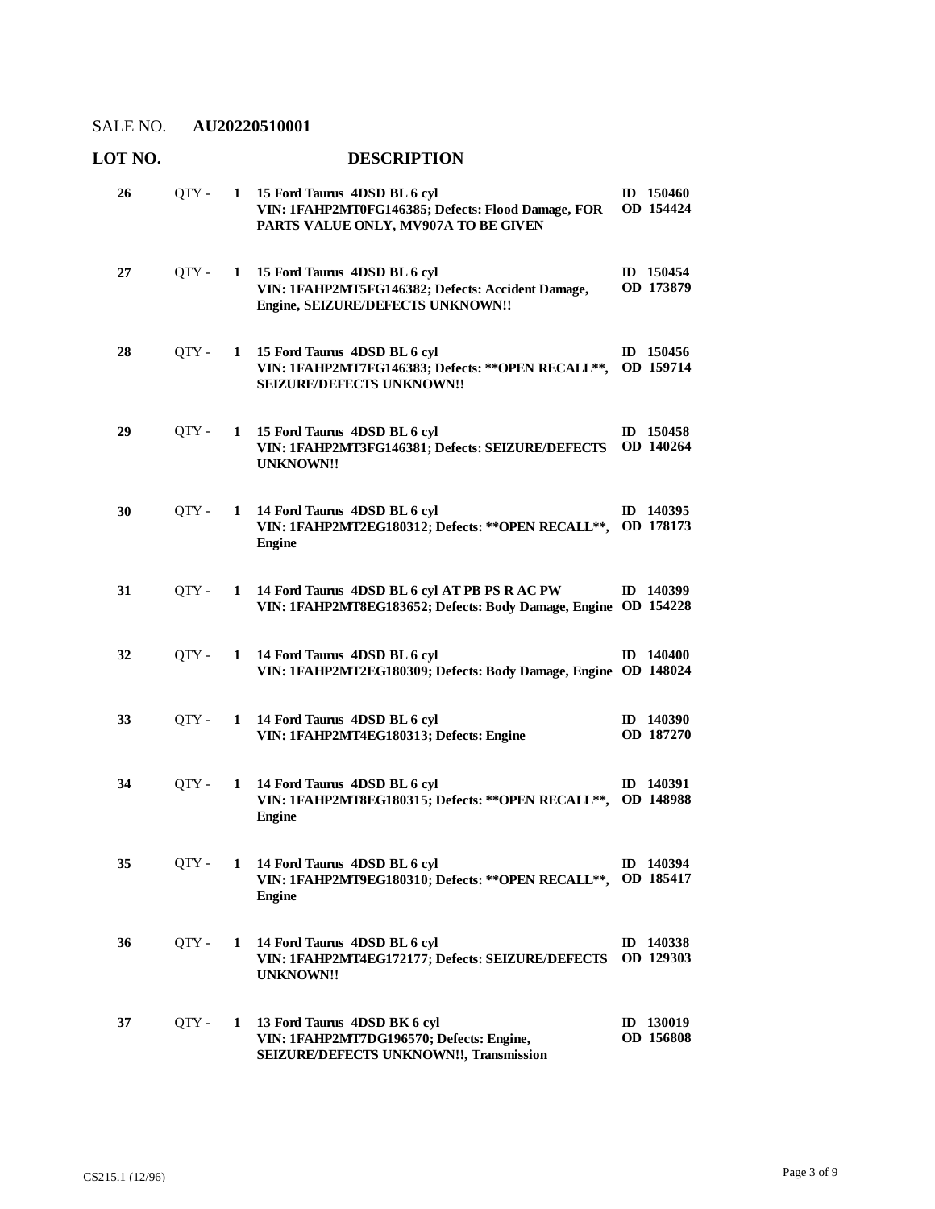SALE NO. **AU20220510001**

| LOT NO. | | | DESCRIPTION | |
|---|---|---|---|---|
| **26** | QTY - | **1** | **15 Ford Taurus 4DSD BL 6 cyl**<br>**VIN: 1FAHP2MT0FG146385; Defects: Flood Damage, FOR PARTS VALUE ONLY, MV907A TO BE GIVEN** | **ID 150460**<br>**OD 154424** |
| **27** | QTY - | **1** | **15 Ford Taurus 4DSD BL 6 cyl**<br>**VIN: 1FAHP2MT5FG146382; Defects: Accident Damage, Engine, SEIZURE/DEFECTS UNKNOWN!!** | **ID 150454**<br>**OD 173879** |
| **28** | QTY - | **1** | **15 Ford Taurus 4DSD BL 6 cyl**<br>**VIN: 1FAHP2MT7FG146383; Defects: **OPEN RECALL**, SEIZURE/DEFECTS UNKNOWN!!** | **ID 150456**<br>**OD 159714** |
| **29** | QTY - | **1** | **15 Ford Taurus 4DSD BL 6 cyl**<br>**VIN: 1FAHP2MT3FG146381; Defects: SEIZURE/DEFECTS UNKNOWN!!** | **ID 150458**<br>**OD 140264** |
| **30** | QTY - | **1** | **14 Ford Taurus 4DSD BL 6 cyl**<br>**VIN: 1FAHP2MT2EG180312; Defects: **OPEN RECALL**, Engine** | **ID 140395**<br>**OD 178173** |
| **31** | QTY - | **1** | **14 Ford Taurus 4DSD BL 6 cyl AT PB PS R AC PW**<br>**VIN: 1FAHP2MT8EG183652; Defects: Body Damage, Engine** | **ID 140399**<br>**OD 154228** |
| **32** | QTY - | **1** | **14 Ford Taurus 4DSD BL 6 cyl**<br>**VIN: 1FAHP2MT2EG180309; Defects: Body Damage, Engine** | **ID 140400**<br>**OD 148024** |
| **33** | QTY - | **1** | **14 Ford Taurus 4DSD BL 6 cyl**<br>**VIN: 1FAHP2MT4EG180313; Defects: Engine** | **ID 140390**<br>**OD 187270** |
| **34** | QTY - | **1** | **14 Ford Taurus 4DSD BL 6 cyl**<br>**VIN: 1FAHP2MT8EG180315; Defects: **OPEN RECALL**, Engine** | **ID 140391**<br>**OD 148988** |
| **35** | QTY - | **1** | **14 Ford Taurus 4DSD BL 6 cyl**<br>**VIN: 1FAHP2MT9EG180310; Defects: **OPEN RECALL**, Engine** | **ID 140394**<br>**OD 185417** |
| **36** | QTY - | **1** | **14 Ford Taurus 4DSD BL 6 cyl**<br>**VIN: 1FAHP2MT4EG172177; Defects: SEIZURE/DEFECTS UNKNOWN!!** | **ID 140338**<br>**OD 129303** |
| **37** | QTY - | **1** | **13 Ford Taurus 4DSD BK 6 cyl**<br>**VIN: 1FAHP2MT7DG196570; Defects: Engine, SEIZURE/DEFECTS UNKNOWN!!, Transmission** | **ID 130019**<br>**OD 156808** |

CS215.1 (12/96)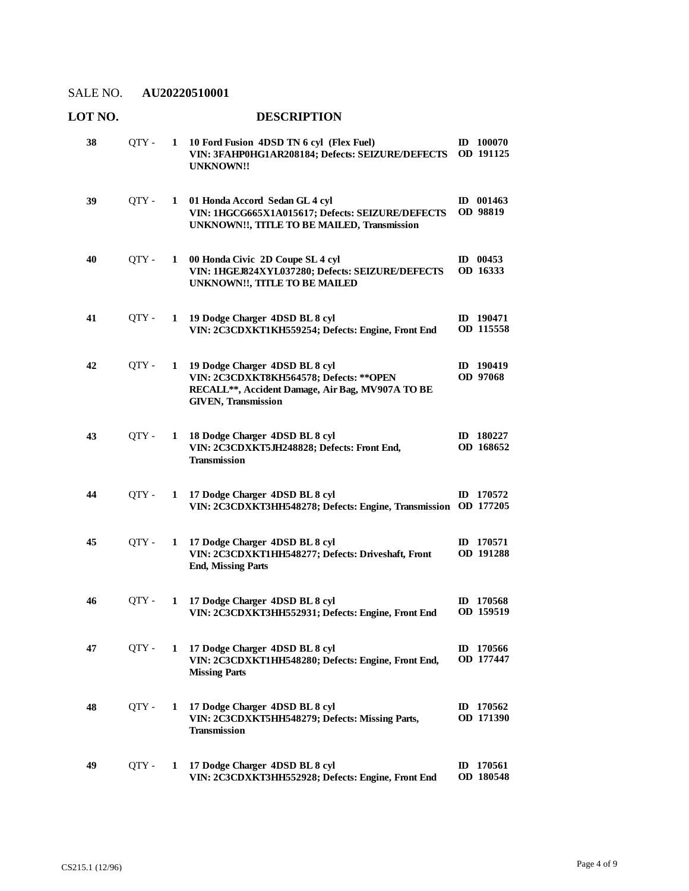SALE NO. **AU20220510001**

| LOT NO. | | | DESCRIPTION | |
|---|---|---|---|---|
| **38** | QTY - | **1** | **10 Ford Fusion 4DSD TN 6 cyl (Flex Fuel)**<br>**VIN: 3FAHP0HG1AR208184; Defects: SEIZURE/DEFECTS UNKNOWN!!** | **ID 100070**<br>**OD 191125** |
| **39** | QTY - | **1** | **01 Honda Accord Sedan GL 4 cyl**<br>**VIN: 1HGCG665X1A015617; Defects: SEIZURE/DEFECTS UNKNOWN!!, TITLE TO BE MAILED, Transmission** | **ID 001463**<br>**OD 98819** |
| **40** | QTY - | **1** | **00 Honda Civic 2D Coupe SL 4 cyl**<br>**VIN: 1HGEJ824XYL037280; Defects: SEIZURE/DEFECTS UNKNOWN!!, TITLE TO BE MAILED** | **ID 00453**<br>**OD 16333** |
| **41** | QTY - | **1** | **19 Dodge Charger 4DSD BL 8 cyl**<br>**VIN: 2C3CDXKT1KH559254; Defects: Engine, Front End** | **ID 190471**<br>**OD 115558** |
| **42** | QTY - | **1** | **19 Dodge Charger 4DSD BL 8 cyl**<br>**VIN: 2C3CDXKT8KH564578; Defects: **OPEN RECALL**, Accident Damage, Air Bag, MV907A TO BE GIVEN, Transmission** | **ID 190419**<br>**OD 97068** |
| **43** | QTY - | **1** | **18 Dodge Charger 4DSD BL 8 cyl**<br>**VIN: 2C3CDXKT5JH248828; Defects: Front End, Transmission** | **ID 180227**<br>**OD 168652** |
| **44** | QTY - | **1** | **17 Dodge Charger 4DSD BL 8 cyl**<br>**VIN: 2C3CDXKT3HH548278; Defects: Engine, Transmission** | **ID 170572**<br>**OD 177205** |
| **45** | QTY - | **1** | **17 Dodge Charger 4DSD BL 8 cyl**<br>**VIN: 2C3CDXKT1HH548277; Defects: Driveshaft, Front End, Missing Parts** | **ID 170571**<br>**OD 191288** |
| **46** | QTY - | **1** | **17 Dodge Charger 4DSD BL 8 cyl**<br>**VIN: 2C3CDXKT3HH552931; Defects: Engine, Front End** | **ID 170568**<br>**OD 159519** |
| **47** | QTY - | **1** | **17 Dodge Charger 4DSD BL 8 cyl**<br>**VIN: 2C3CDXKT1HH548280; Defects: Engine, Front End, Missing Parts** | **ID 170566**<br>**OD 177447** |
| **48** | QTY - | **1** | **17 Dodge Charger 4DSD BL 8 cyl**<br>**VIN: 2C3CDXKT5HH548279; Defects: Missing Parts, Transmission** | **ID 170562**<br>**OD 171390** |
| **49** | QTY - | **1** | **17 Dodge Charger 4DSD BL 8 cyl**<br>**VIN: 2C3CDXKT3HH552928; Defects: Engine, Front End** | **ID 170561**<br>**OD 180548** |

CS215.1 (12/96)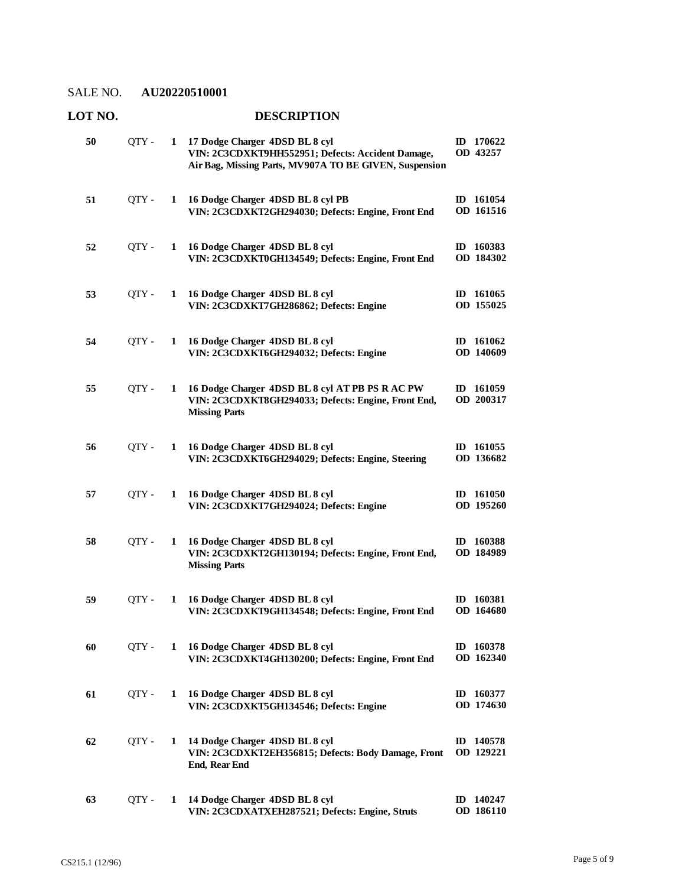SALE NO. **AU20220510001**

| LOT NO. | | | DESCRIPTION | |
|---|---|---|---|---|
| **50** | QTY - | **1** | **17 Dodge Charger 4DSD BL 8 cyl**<br>**VIN: 2C3CDXKT9HH552951; Defects: Accident Damage, Air Bag, Missing Parts, MV907A TO BE GIVEN, Suspension** | **ID 170622**<br>**OD 43257** |
| **51** | QTY - | **1** | **16 Dodge Charger 4DSD BL 8 cyl PB**<br>**VIN: 2C3CDXKT2GH294030; Defects: Engine, Front End** | **ID 161054**<br>**OD 161516** |
| **52** | QTY - | **1** | **16 Dodge Charger 4DSD BL 8 cyl**<br>**VIN: 2C3CDXKT0GH134549; Defects: Engine, Front End** | **ID 160383**<br>**OD 184302** |
| **53** | QTY - | **1** | **16 Dodge Charger 4DSD BL 8 cyl**<br>**VIN: 2C3CDXKT7GH286862; Defects: Engine** | **ID 161065**<br>**OD 155025** |
| **54** | QTY - | **1** | **16 Dodge Charger 4DSD BL 8 cyl**<br>**VIN: 2C3CDXKT6GH294032; Defects: Engine** | **ID 161062**<br>**OD 140609** |
| **55** | QTY - | **1** | **16 Dodge Charger 4DSD BL 8 cyl AT PB PS R AC PW**<br>**VIN: 2C3CDXKT8GH294033; Defects: Engine, Front End, Missing Parts** | **ID 161059**<br>**OD 200317** |
| **56** | QTY - | **1** | **16 Dodge Charger 4DSD BL 8 cyl**<br>**VIN: 2C3CDXKT6GH294029; Defects: Engine, Steering** | **ID 161055**<br>**OD 136682** |
| **57** | QTY - | **1** | **16 Dodge Charger 4DSD BL 8 cyl**<br>**VIN: 2C3CDXKT7GH294024; Defects: Engine** | **ID 161050**<br>**OD 195260** |
| **58** | QTY - | **1** | **16 Dodge Charger 4DSD BL 8 cyl**<br>**VIN: 2C3CDXKT2GH130194; Defects: Engine, Front End, Missing Parts** | **ID 160388**<br>**OD 184989** |
| **59** | QTY - | **1** | **16 Dodge Charger 4DSD BL 8 cyl**<br>**VIN: 2C3CDXKT9GH134548; Defects: Engine, Front End** | **ID 160381**<br>**OD 164680** |
| **60** | QTY - | **1** | **16 Dodge Charger 4DSD BL 8 cyl**<br>**VIN: 2C3CDXKT4GH130200; Defects: Engine, Front End** | **ID 160378**<br>**OD 162340** |
| **61** | QTY - | **1** | **16 Dodge Charger 4DSD BL 8 cyl**<br>**VIN: 2C3CDXKT5GH134546; Defects: Engine** | **ID 160377**<br>**OD 174630** |
| **62** | QTY - | **1** | **14 Dodge Charger 4DSD BL 8 cyl**<br>**VIN: 2C3CDXKT2EH356815; Defects: Body Damage, Front End, Rear End** | **ID 140578**<br>**OD 129221** |
| **63** | QTY - | **1** | **14 Dodge Charger 4DSD BL 8 cyl**<br>**VIN: 2C3CDXATXEH287521; Defects: Engine, Struts** | **ID 140247**<br>**OD 186110** |

CS215.1 (12/96)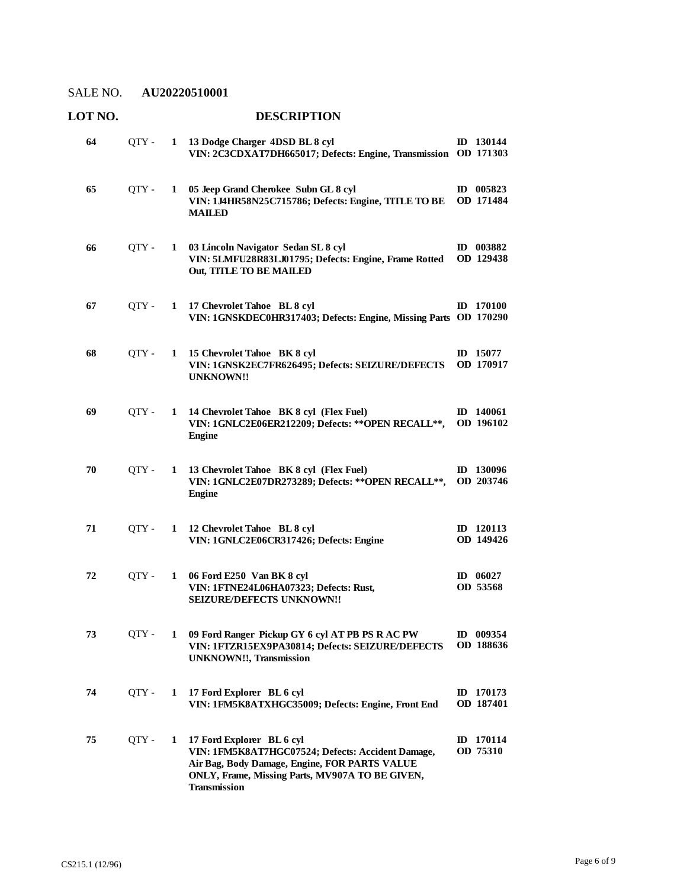SALE NO. **AU20220510001**

| LOT NO. | | | DESCRIPTION | |
|---|---|---|---|---|
| **64** | QTY - | **1** | **13 Dodge Charger 4DSD BL 8 cyl**<br>**VIN: 2C3CDXAT7DH665017; Defects: Engine, Transmission** | **ID 130144**<br>**OD 171303** |
| **65** | QTY - | **1** | **05 Jeep Grand Cherokee Subn GL 8 cyl**<br>**VIN: 1J4HR58N25C715786; Defects: Engine, TITLE TO BE MAILED** | **ID 005823**<br>**OD 171484** |
| **66** | QTY - | **1** | **03 Lincoln Navigator Sedan SL 8 cyl**<br>**VIN: 5LMFU28R83LJ01795; Defects: Engine, Frame Rotted Out, TITLE TO BE MAILED** | **ID 003882**<br>**OD 129438** |
| **67** | QTY - | **1** | **17 Chevrolet Tahoe BL 8 cyl**<br>**VIN: 1GNSKDEC0HR317403; Defects: Engine, Missing Parts** | **ID 170100**<br>**OD 170290** |
| **68** | QTY - | **1** | **15 Chevrolet Tahoe BK 8 cyl**<br>**VIN: 1GNSK2EC7FR626495; Defects: SEIZURE/DEFECTS UNKNOWN!!** | **ID 15077**<br>**OD 170917** |
| **69** | QTY - | **1** | **14 Chevrolet Tahoe BK 8 cyl (Flex Fuel)**<br>**VIN: 1GNLC2E06ER212209; Defects: **OPEN RECALL**, Engine** | **ID 140061**<br>**OD 196102** |
| **70** | QTY - | **1** | **13 Chevrolet Tahoe BK 8 cyl (Flex Fuel)**<br>**VIN: 1GNLC2E07DR273289; Defects: **OPEN RECALL**, Engine** | **ID 130096**<br>**OD 203746** |
| **71** | QTY - | **1** | **12 Chevrolet Tahoe BL 8 cyl**<br>**VIN: 1GNLC2E06CR317426; Defects: Engine** | **ID 120113**<br>**OD 149426** |
| **72** | QTY - | **1** | **06 Ford E250 Van BK 8 cyl**<br>**VIN: 1FTNE24L06HA07323; Defects: Rust, SEIZURE/DEFECTS UNKNOWN!!** | **ID 06027**<br>**OD 53568** |
| **73** | QTY - | **1** | **09 Ford Ranger Pickup GY 6 cyl AT PB PS R AC PW**<br>**VIN: 1FTZR15EX9PA30814; Defects: SEIZURE/DEFECTS UNKNOWN!!, Transmission** | **ID 009354**<br>**OD 188636** |
| **74** | QTY - | **1** | **17 Ford Explorer BL 6 cyl**<br>**VIN: 1FM5K8ATXHGC35009; Defects: Engine, Front End** | **ID 170173**<br>**OD 187401** |
| **75** | QTY - | **1** | **17 Ford Explorer BL 6 cyl**<br>**VIN: 1FM5K8AT7HGC07524; Defects: Accident Damage, Air Bag, Body Damage, Engine, FOR PARTS VALUE ONLY, Frame, Missing Parts, MV907A TO BE GIVEN, Transmission** | **ID 170114**<br>**OD 75310** |

CS215.1 (12/96)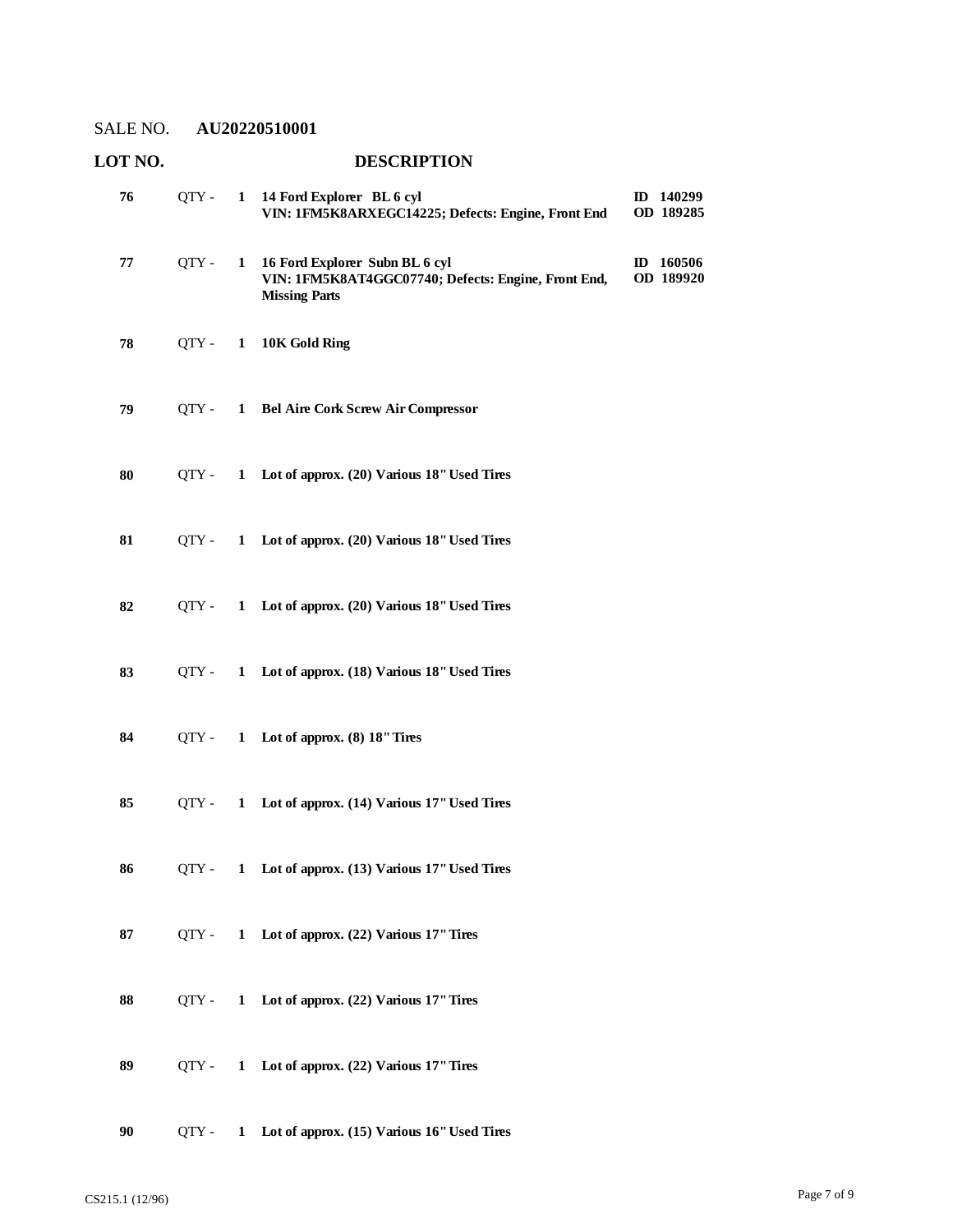SALE NO. **AU20220510001**

| LOT NO. | | DESCRIPTION | |
|---|---|---|---|
| **76** | QTY - **1** | **14 Ford Explorer BL 6 cyl**<br>**VIN: 1FM5K8ARXEGC14225; Defects: Engine, Front End** | **ID 140299**<br>**OD 189285** |
| **77** | QTY - **1** | **16 Ford Explorer Subn BL 6 cyl**<br>**VIN: 1FM5K8AT4GGC07740; Defects: Engine, Front End, Missing Parts** | **ID 160506**<br>**OD 189920** |
| **78** | QTY - **1** | **10K Gold Ring** | |
| **79** | QTY - **1** | **Bel Aire Cork Screw Air Compressor** | |
| **80** | QTY - **1** | **Lot of approx. (20) Various 18" Used Tires** | |
| **81** | QTY - **1** | **Lot of approx. (20) Various 18" Used Tires** | |
| **82** | QTY - **1** | **Lot of approx. (20) Various 18" Used Tires** | |
| **83** | QTY - **1** | **Lot of approx. (18) Various 18" Used Tires** | |
| **84** | QTY - **1** | **Lot of approx. (8) 18" Tires** | |
| **85** | QTY - **1** | **Lot of approx. (14) Various 17" Used Tires** | |
| **86** | QTY - **1** | **Lot of approx. (13) Various 17" Used Tires** | |
| **87** | QTY - **1** | **Lot of approx. (22) Various 17" Tires** | |
| **88** | QTY - **1** | **Lot of approx. (22) Various 17" Tires** | |
| **89** | QTY - **1** | **Lot of approx. (22) Various 17" Tires** | |
| **90** | QTY - **1** | **Lot of approx. (15) Various 16" Used Tires** | |

CS215.1 (12/96)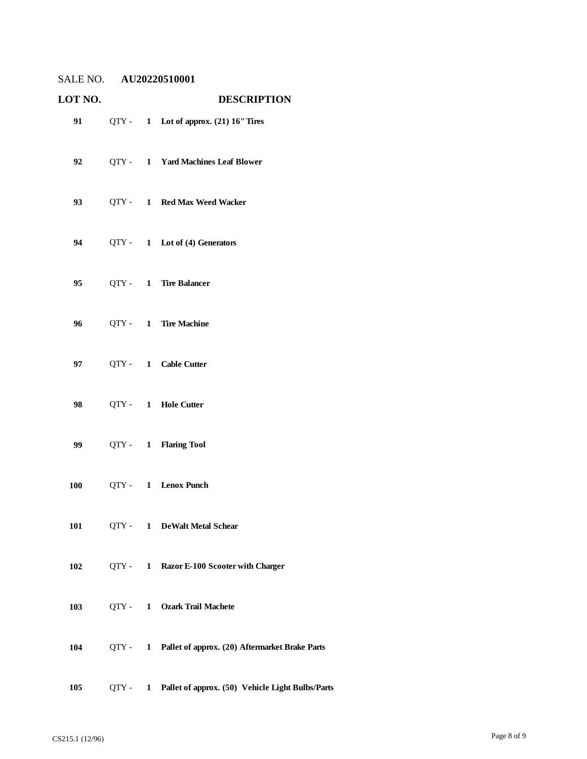SALE NO. **AU20220510001**

| LOT NO. | | | DESCRIPTION |
|---|---|---|---|
| **91** | QTY - | **1** | **Lot of approx. (21) 16" Tires** |
| **92** | QTY - | **1** | **Yard Machines Leaf Blower** |
| **93** | QTY - | **1** | **Red Max Weed Wacker** |
| **94** | QTY - | **1** | **Lot of (4) Generators** |
| **95** | QTY - | **1** | **Tire Balancer** |
| **96** | QTY - | **1** | **Tire Machine** |
| **97** | QTY - | **1** | **Cable Cutter** |
| **98** | QTY - | **1** | **Hole Cutter** |
| **99** | QTY - | **1** | **Flaring Tool** |
| **100** | QTY - | **1** | **Lenox Punch** |
| **101** | QTY - | **1** | **DeWalt Metal Schear** |
| **102** | QTY - | **1** | **Razor E-100 Scooter with Charger** |
| **103** | QTY - | **1** | **Ozark Trail Machete** |
| **104** | QTY - | **1** | **Pallet of approx. (20) Aftermarket Brake Parts** |
| **105** | QTY - | **1** | **Pallet of approx. (50) Vehicle Light Bulbs/Parts** |

CS215.1 (12/96)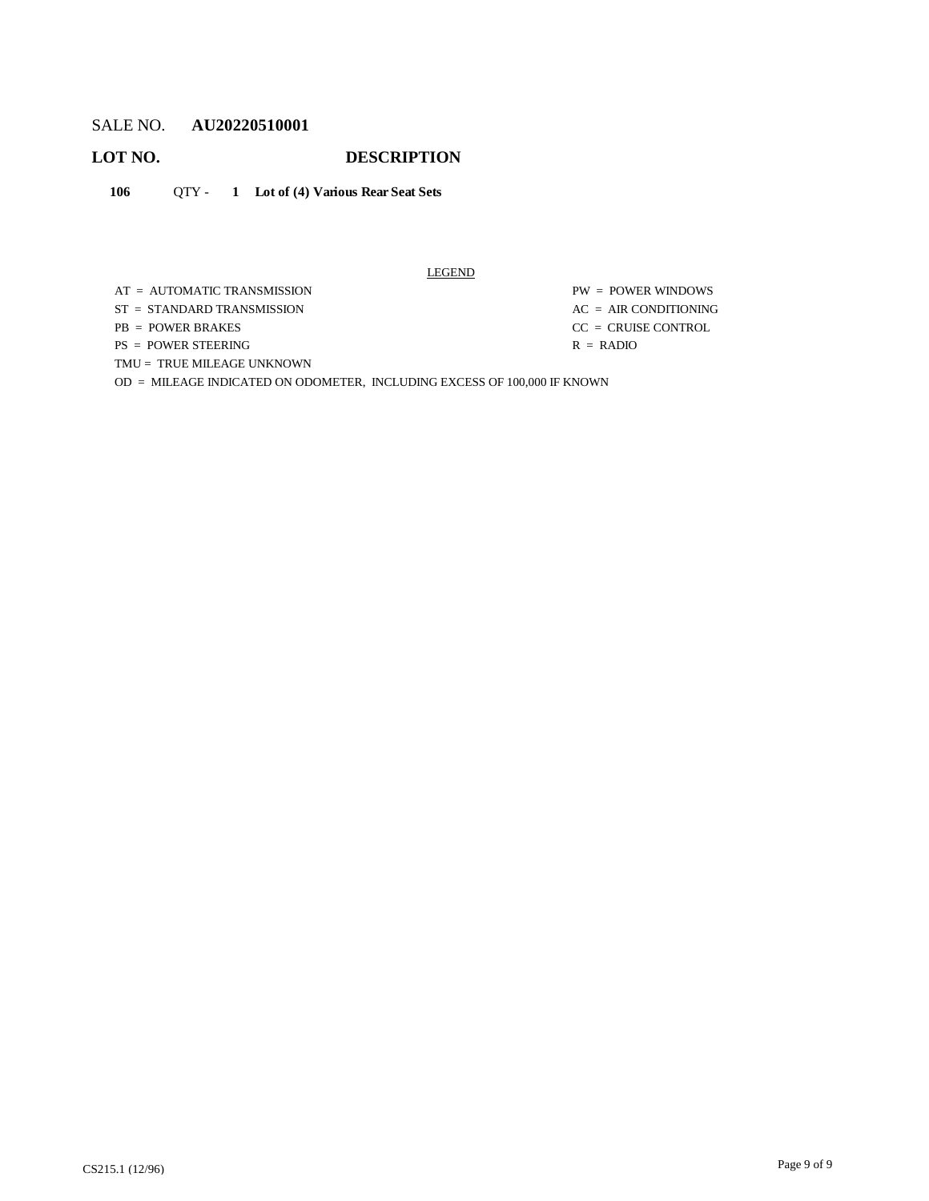SALE NO. **AU20220510001**

**LOT NO.** **DESCRIPTION**

**106** QTY - **1 Lot of (4) Various Rear Seat Sets**

LEGEND

AT = AUTOMATIC TRANSMISSION

ST = STANDARD TRANSMISSION

PB = POWER BRAKES

PS = POWER STEERING

TMU = TRUE MILEAGE UNKNOWN

OD = MILEAGE INDICATED ON ODOMETER, INCLUDING EXCESS OF 100,000 IF KNOWN

PW = POWER WINDOWS

AC = AIR CONDITIONING

CC = CRUISE CONTROL

R = RADIO

CS215.1 (12/96)